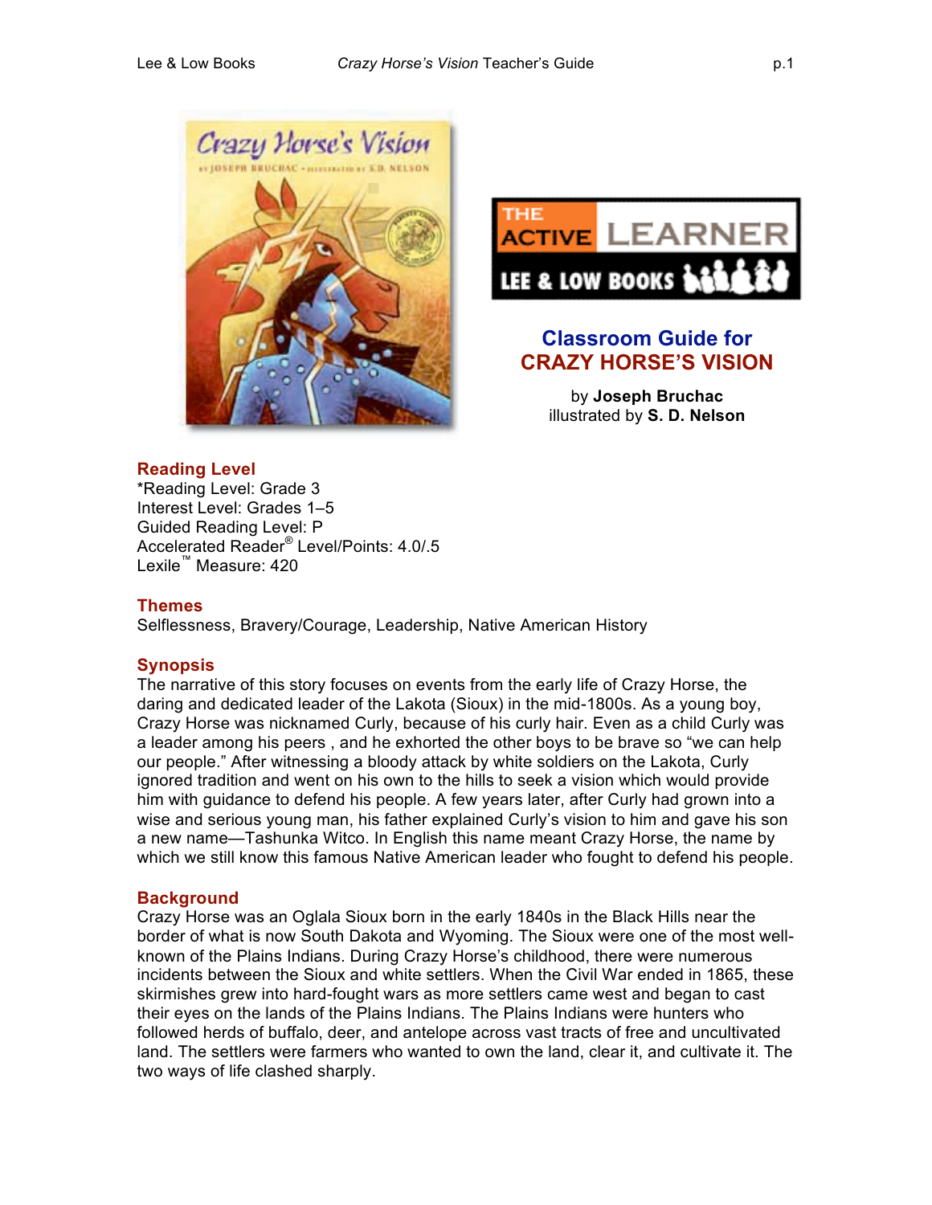# Classroom Guide for CRAZY HORSE'S VISION

by **Joseph Bruchac**
illustrated by **S. D. Nelson**

## Reading Level

*Reading Level: Grade 3
Interest Level: Grades 1–5
Guided Reading Level: P
Accelerated Reader® Level/Points: 4.0/.5
Lexile™ Measure: 420

## Themes

Selflessness, Bravery/Courage, Leadership, Native American History

## Synopsis

The narrative of this story focuses on events from the early life of Crazy Horse, the daring and dedicated leader of the Lakota (Sioux) in the mid-1800s. As a young boy, Crazy Horse was nicknamed Curly, because of his curly hair. Even as a child Curly was a leader among his peers , and he exhorted the other boys to be brave so "we can help our people." After witnessing a bloody attack by white soldiers on the Lakota, Curly ignored tradition and went on his own to the hills to seek a vision which would provide him with guidance to defend his people. A few years later, after Curly had grown into a wise and serious young man, his father explained Curly's vision to him and gave his son a new name—Tashunka Witco. In English this name meant Crazy Horse, the name by which we still know this famous Native American leader who fought to defend his people.

## Background

Crazy Horse was an Oglala Sioux born in the early 1840s in the Black Hills near the border of what is now South Dakota and Wyoming. The Sioux were one of the most well-known of the Plains Indians. During Crazy Horse's childhood, there were numerous incidents between the Sioux and white settlers. When the Civil War ended in 1865, these skirmishes grew into hard-fought wars as more settlers came west and began to cast their eyes on the lands of the Plains Indians. The Plains Indians were hunters who followed herds of buffalo, deer, and antelope across vast tracts of free and uncultivated land. The settlers were farmers who wanted to own the land, clear it, and cultivate it. The two ways of life clashed sharply.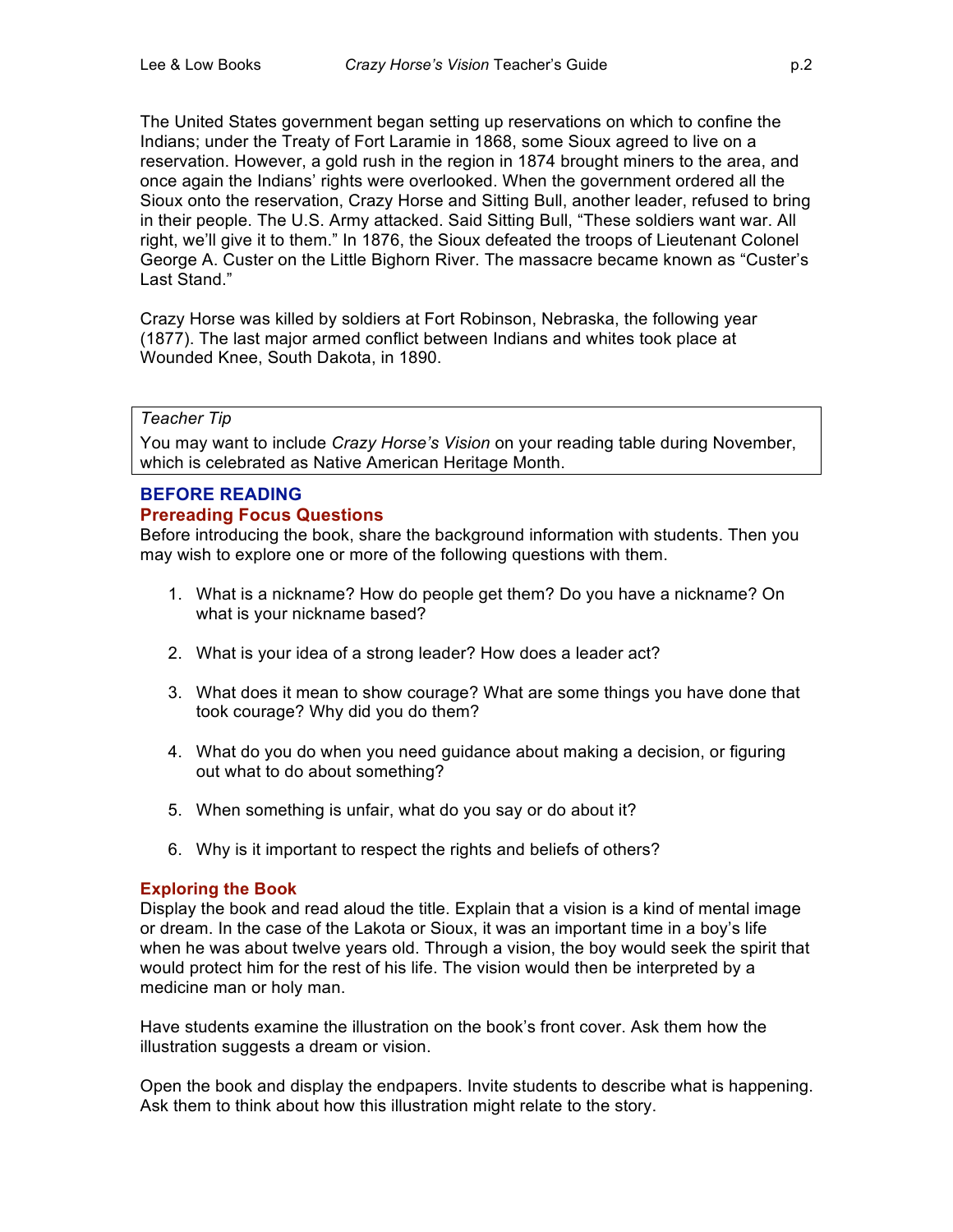The United States government began setting up reservations on which to confine the Indians; under the Treaty of Fort Laramie in 1868, some Sioux agreed to live on a reservation. However, a gold rush in the region in 1874 brought miners to the area, and once again the Indians' rights were overlooked. When the government ordered all the Sioux onto the reservation, Crazy Horse and Sitting Bull, another leader, refused to bring in their people. The U.S. Army attacked. Said Sitting Bull, "These soldiers want war. All right, we'll give it to them." In 1876, the Sioux defeated the troops of Lieutenant Colonel George A. Custer on the Little Bighorn River. The massacre became known as "Custer's Last Stand."

Crazy Horse was killed by soldiers at Fort Robinson, Nebraska, the following year (1877). The last major armed conflict between Indians and whites took place at Wounded Knee, South Dakota, in 1890.

> *Teacher Tip*
>
> You may want to include *Crazy Horse's Vision* on your reading table during November, which is celebrated as Native American Heritage Month.

## BEFORE READING

### Prereading Focus Questions

Before introducing the book, share the background information with students. Then you may wish to explore one or more of the following questions with them.

1. What is a nickname? How do people get them? Do you have a nickname? On what is your nickname based?
2. What is your idea of a strong leader? How does a leader act?
3. What does it mean to show courage? What are some things you have done that took courage? Why did you do them?
4. What do you do when you need guidance about making a decision, or figuring out what to do about something?
5. When something is unfair, what do you say or do about it?
6. Why is it important to respect the rights and beliefs of others?

### Exploring the Book

Display the book and read aloud the title. Explain that a vision is a kind of mental image or dream. In the case of the Lakota or Sioux, it was an important time in a boy's life when he was about twelve years old. Through a vision, the boy would seek the spirit that would protect him for the rest of his life. The vision would then be interpreted by a medicine man or holy man.

Have students examine the illustration on the book's front cover. Ask them how the illustration suggests a dream or vision.

Open the book and display the endpapers. Invite students to describe what is happening. Ask them to think about how this illustration might relate to the story.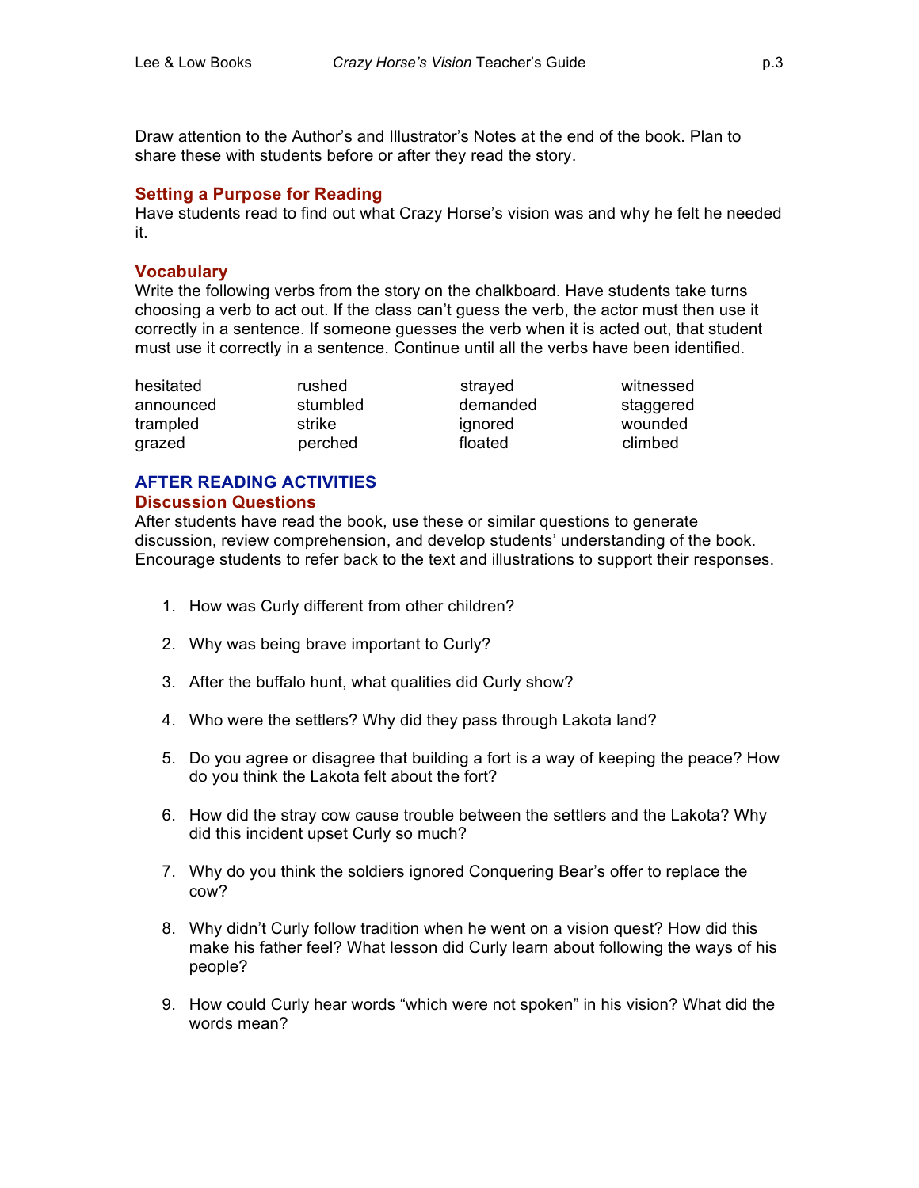Draw attention to the Author's and Illustrator's Notes at the end of the book. Plan to share these with students before or after they read the story.

### Setting a Purpose for Reading

Have students read to find out what Crazy Horse's vision was and why he felt he needed it.

### Vocabulary

Write the following verbs from the story on the chalkboard. Have students take turns choosing a verb to act out. If the class can't guess the verb, the actor must then use it correctly in a sentence. If someone guesses the verb when it is acted out, that student must use it correctly in a sentence. Continue until all the verbs have been identified.

| | | | |
|---|---|---|---|
| hesitated | rushed | strayed | witnessed |
| announced | stumbled | demanded | staggered |
| trampled | strike | ignored | wounded |
| grazed | perched | floated | climbed |

## AFTER READING ACTIVITIES

### Discussion Questions

After students have read the book, use these or similar questions to generate discussion, review comprehension, and develop students' understanding of the book. Encourage students to refer back to the text and illustrations to support their responses.

1. How was Curly different from other children?
2. Why was being brave important to Curly?
3. After the buffalo hunt, what qualities did Curly show?
4. Who were the settlers? Why did they pass through Lakota land?
5. Do you agree or disagree that building a fort is a way of keeping the peace? How do you think the Lakota felt about the fort?
6. How did the stray cow cause trouble between the settlers and the Lakota? Why did this incident upset Curly so much?
7. Why do you think the soldiers ignored Conquering Bear's offer to replace the cow?
8. Why didn't Curly follow tradition when he went on a vision quest? How did this make his father feel? What lesson did Curly learn about following the ways of his people?
9. How could Curly hear words "which were not spoken" in his vision? What did the words mean?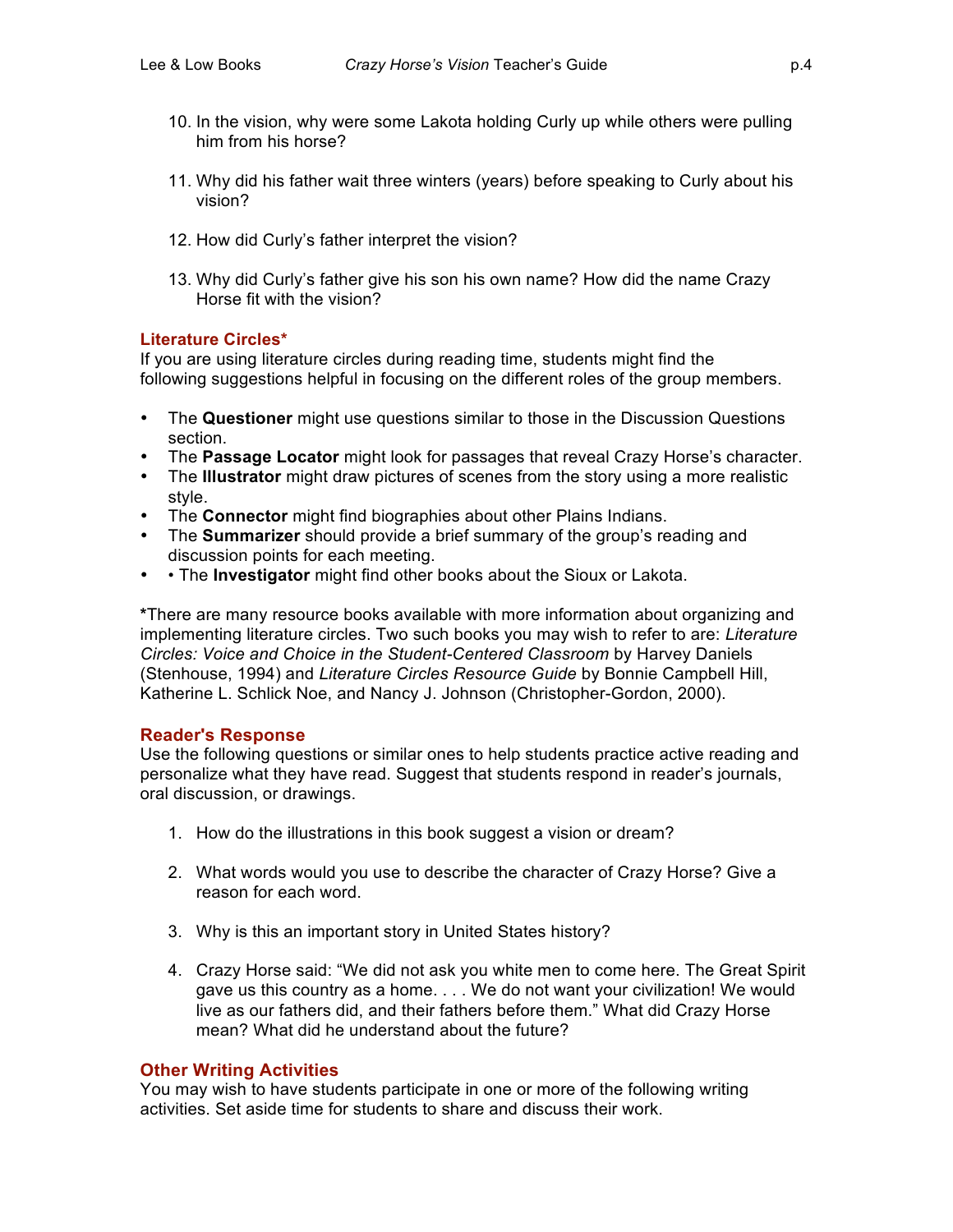10. In the vision, why were some Lakota holding Curly up while others were pulling him from his horse?

11. Why did his father wait three winters (years) before speaking to Curly about his vision?

12. How did Curly's father interpret the vision?

13. Why did Curly's father give his son his own name? How did the name Crazy Horse fit with the vision?

## Literature Circles*

If you are using literature circles during reading time, students might find the following suggestions helpful in focusing on the different roles of the group members.

- The **Questioner** might use questions similar to those in the Discussion Questions section.
- The **Passage Locator** might look for passages that reveal Crazy Horse's character.
- The **Illustrator** might draw pictures of scenes from the story using a more realistic style.
- The **Connector** might find biographies about other Plains Indians.
- The **Summarizer** should provide a brief summary of the group's reading and discussion points for each meeting.
- • The **Investigator** might find other books about the Sioux or Lakota.

***There are many resource books available with more information about organizing and implementing literature circles. Two such books you may wish to refer to are: *Literature Circles: Voice and Choice in the Student-Centered Classroom* by Harvey Daniels (Stenhouse, 1994) and *Literature Circles Resource Guide* by Bonnie Campbell Hill, Katherine L. Schlick Noe, and Nancy J. Johnson (Christopher-Gordon, 2000).

## Reader's Response

Use the following questions or similar ones to help students practice active reading and personalize what they have read. Suggest that students respond in reader's journals, oral discussion, or drawings.

1. How do the illustrations in this book suggest a vision or dream?

2. What words would you use to describe the character of Crazy Horse? Give a reason for each word.

3. Why is this an important story in United States history?

4. Crazy Horse said: "We did not ask you white men to come here. The Great Spirit gave us this country as a home. . . . We do not want your civilization! We would live as our fathers did, and their fathers before them." What did Crazy Horse mean? What did he understand about the future?

## Other Writing Activities

You may wish to have students participate in one or more of the following writing activities. Set aside time for students to share and discuss their work.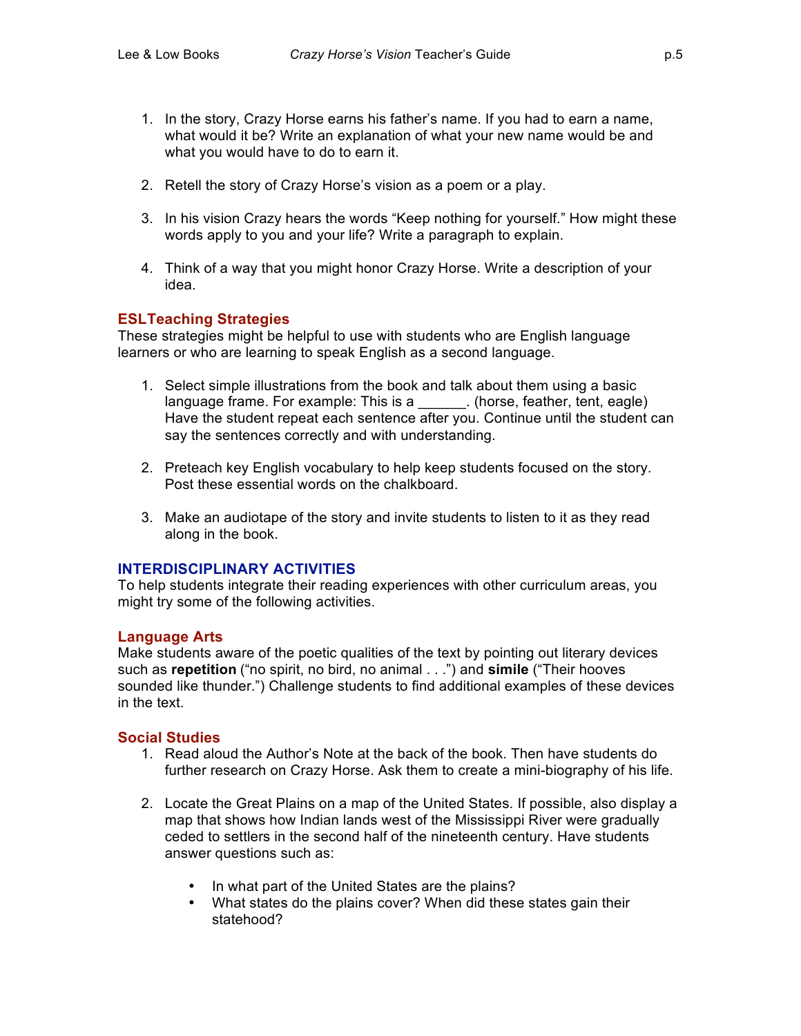1. In the story, Crazy Horse earns his father's name. If you had to earn a name, what would it be? Write an explanation of what your new name would be and what you would have to do to earn it.

2. Retell the story of Crazy Horse's vision as a poem or a play.

3. In his vision Crazy hears the words "Keep nothing for yourself." How might these words apply to you and your life? Write a paragraph to explain.

4. Think of a way that you might honor Crazy Horse. Write a description of your idea.

### ESLTeaching Strategies

These strategies might be helpful to use with students who are English language learners or who are learning to speak English as a second language.

1. Select simple illustrations from the book and talk about them using a basic language frame. For example: This is a ______. (horse, feather, tent, eagle) Have the student repeat each sentence after you. Continue until the student can say the sentences correctly and with understanding.

2. Preteach key English vocabulary to help keep students focused on the story. Post these essential words on the chalkboard.

3. Make an audiotape of the story and invite students to listen to it as they read along in the book.

## INTERDISCIPLINARY ACTIVITIES

To help students integrate their reading experiences with other curriculum areas, you might try some of the following activities.

### Language Arts

Make students aware of the poetic qualities of the text by pointing out literary devices such as **repetition** ("no spirit, no bird, no animal . . .") and **simile** ("Their hooves sounded like thunder.") Challenge students to find additional examples of these devices in the text.

### Social Studies

1. Read aloud the Author's Note at the back of the book. Then have students do further research on Crazy Horse. Ask them to create a mini-biography of his life.

2. Locate the Great Plains on a map of the United States. If possible, also display a map that shows how Indian lands west of the Mississippi River were gradually ceded to settlers in the second half of the nineteenth century. Have students answer questions such as:

   - In what part of the United States are the plains?
   - What states do the plains cover? When did these states gain their statehood?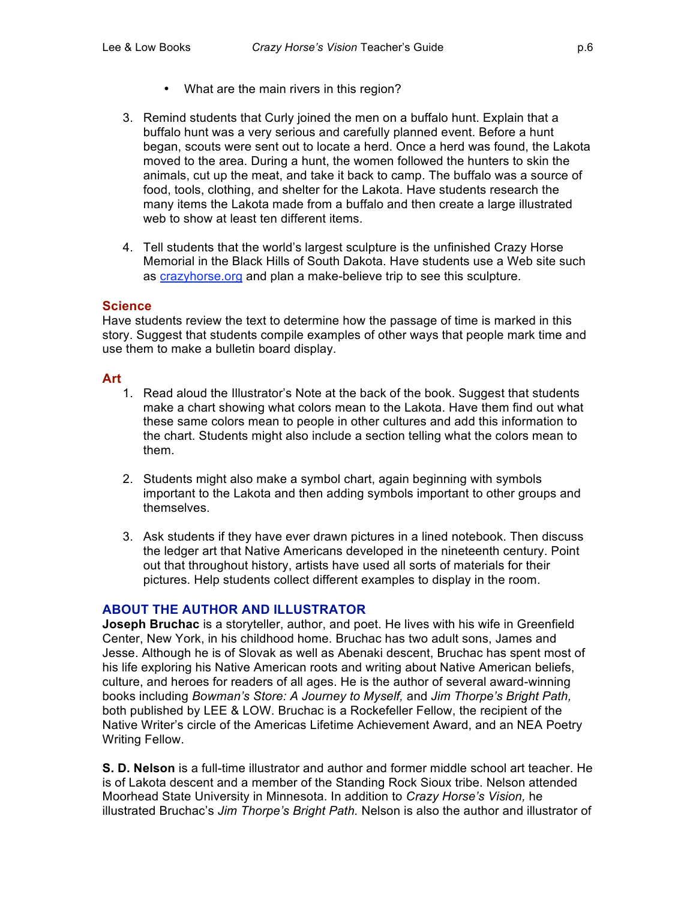- What are the main rivers in this region?

3. Remind students that Curly joined the men on a buffalo hunt. Explain that a buffalo hunt was a very serious and carefully planned event. Before a hunt began, scouts were sent out to locate a herd. Once a herd was found, the Lakota moved to the area. During a hunt, the women followed the hunters to skin the animals, cut up the meat, and take it back to camp. The buffalo was a source of food, tools, clothing, and shelter for the Lakota. Have students research the many items the Lakota made from a buffalo and then create a large illustrated web to show at least ten different items.

4. Tell students that the world's largest sculpture is the unfinished Crazy Horse Memorial in the Black Hills of South Dakota. Have students use a Web site such as [crazyhorse.org](http://crazyhorse.org) and plan a make-believe trip to see this sculpture.

### Science

Have students review the text to determine how the passage of time is marked in this story. Suggest that students compile examples of other ways that people mark time and use them to make a bulletin board display.

### Art

1. Read aloud the Illustrator's Note at the back of the book. Suggest that students make a chart showing what colors mean to the Lakota. Have them find out what these same colors mean to people in other cultures and add this information to the chart. Students might also include a section telling what the colors mean to them.

2. Students might also make a symbol chart, again beginning with symbols important to the Lakota and then adding symbols important to other groups and themselves.

3. Ask students if they have ever drawn pictures in a lined notebook. Then discuss the ledger art that Native Americans developed in the nineteenth century. Point out that throughout history, artists have used all sorts of materials for their pictures. Help students collect different examples to display in the room.

## ABOUT THE AUTHOR AND ILLUSTRATOR

**Joseph Bruchac** is a storyteller, author, and poet. He lives with his wife in Greenfield Center, New York, in his childhood home. Bruchac has two adult sons, James and Jesse. Although he is of Slovak as well as Abenaki descent, Bruchac has spent most of his life exploring his Native American roots and writing about Native American beliefs, culture, and heroes for readers of all ages. He is the author of several award-winning books including *Bowman's Store: A Journey to Myself,* and *Jim Thorpe's Bright Path,* both published by LEE & LOW. Bruchac is a Rockefeller Fellow, the recipient of the Native Writer's circle of the Americas Lifetime Achievement Award, and an NEA Poetry Writing Fellow.

**S. D. Nelson** is a full-time illustrator and author and former middle school art teacher. He is of Lakota descent and a member of the Standing Rock Sioux tribe. Nelson attended Moorhead State University in Minnesota. In addition to *Crazy Horse's Vision,* he illustrated Bruchac's *Jim Thorpe's Bright Path.* Nelson is also the author and illustrator of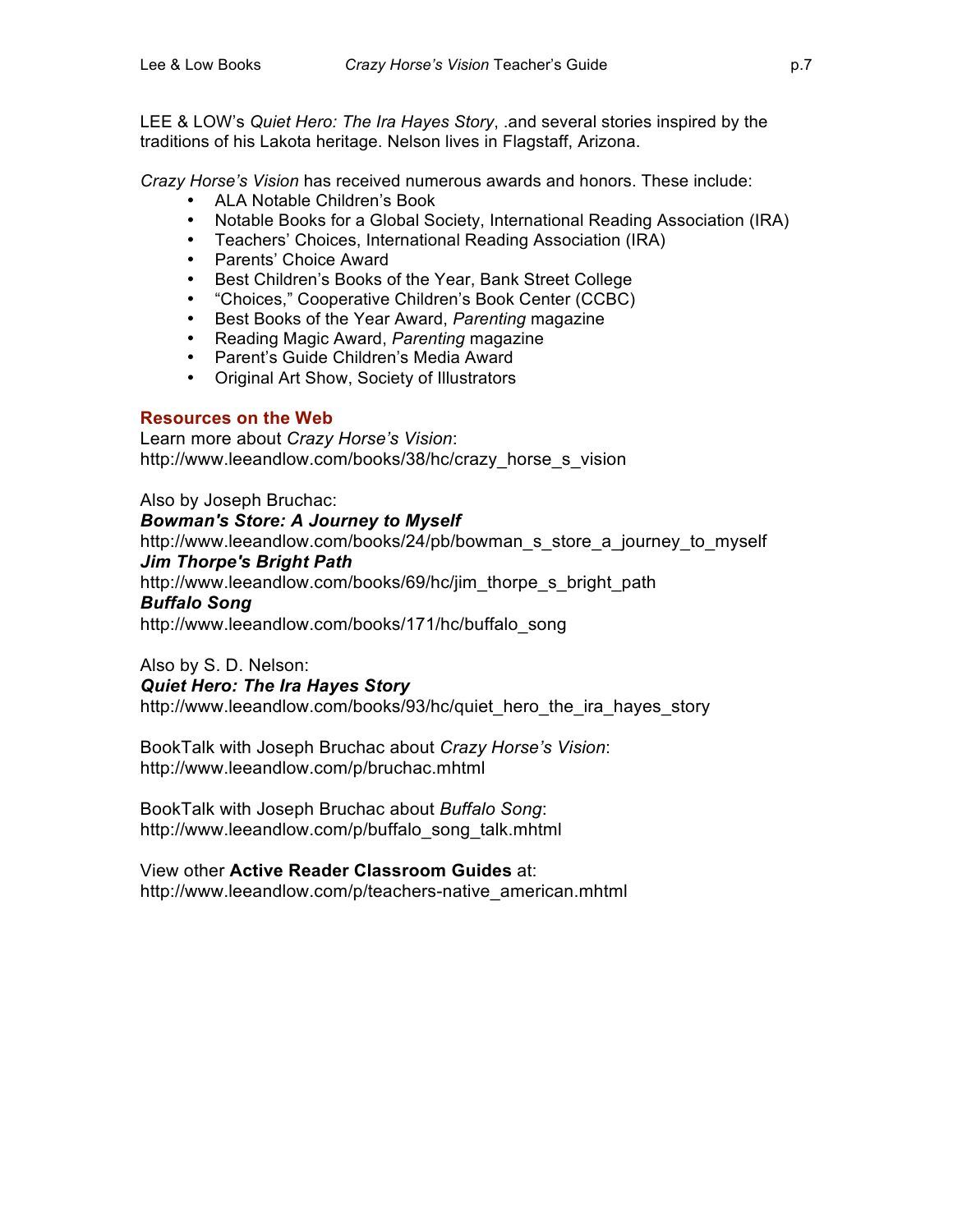LEE & LOW's *Quiet Hero: The Ira Hayes Story*, .and several stories inspired by the traditions of his Lakota heritage. Nelson lives in Flagstaff, Arizona.

*Crazy Horse's Vision* has received numerous awards and honors. These include:

- ALA Notable Children's Book
- Notable Books for a Global Society, International Reading Association (IRA)
- Teachers' Choices, International Reading Association (IRA)
- Parents' Choice Award
- Best Children's Books of the Year, Bank Street College
- "Choices," Cooperative Children's Book Center (CCBC)
- Best Books of the Year Award, *Parenting* magazine
- Reading Magic Award, *Parenting* magazine
- Parent's Guide Children's Media Award
- Original Art Show, Society of Illustrators

## Resources on the Web

Learn more about *Crazy Horse's Vision*:
http://www.leeandlow.com/books/38/hc/crazy_horse_s_vision

Also by Joseph Bruchac:
***Bowman's Store: A Journey to Myself***
http://www.leeandlow.com/books/24/pb/bowman_s_store_a_journey_to_myself
***Jim Thorpe's Bright Path***
http://www.leeandlow.com/books/69/hc/jim_thorpe_s_bright_path
***Buffalo Song***
http://www.leeandlow.com/books/171/hc/buffalo_song

Also by S. D. Nelson:
***Quiet Hero: The Ira Hayes Story***
http://www.leeandlow.com/books/93/hc/quiet_hero_the_ira_hayes_story

BookTalk with Joseph Bruchac about *Crazy Horse's Vision*:
http://www.leeandlow.com/p/bruchac.mhtml

BookTalk with Joseph Bruchac about *Buffalo Song*:
http://www.leeandlow.com/p/buffalo_song_talk.mhtml

View other **Active Reader Classroom Guides** at:
http://www.leeandlow.com/p/teachers-native_american.mhtml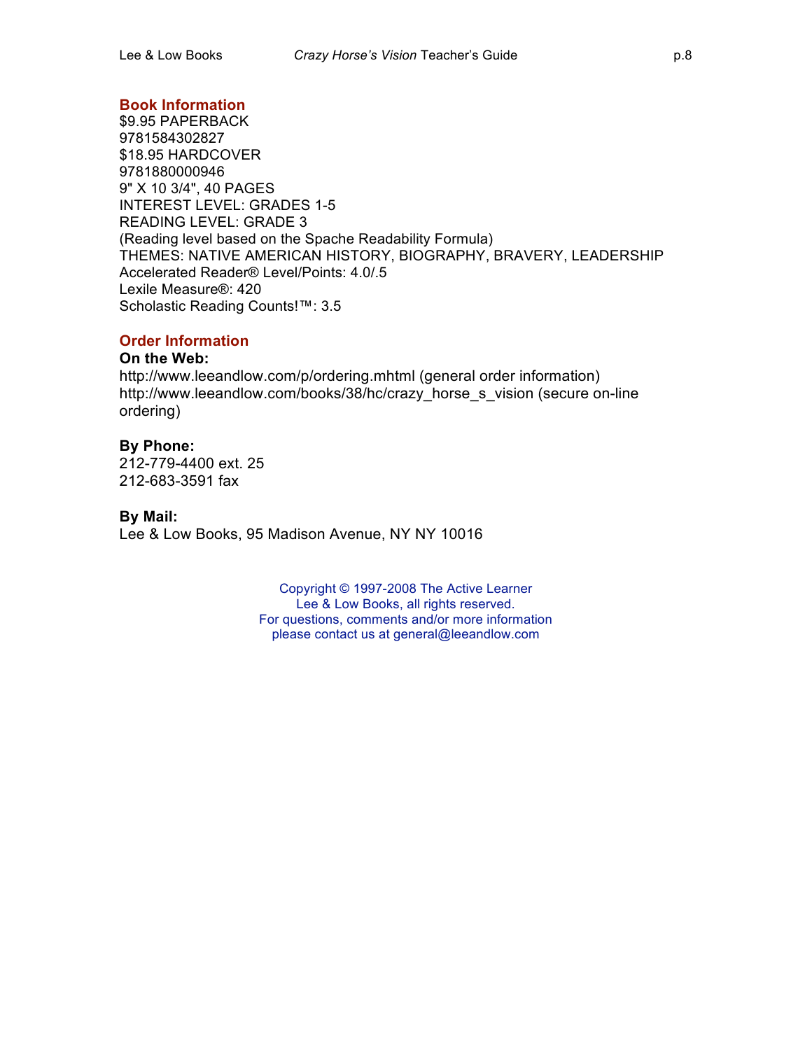## Book Information

$9.95 PAPERBACK
9781584302827
$18.95 HARDCOVER
9781880000946
9" X 10 3/4", 40 PAGES
INTEREST LEVEL: GRADES 1-5
READING LEVEL: GRADE 3
(Reading level based on the Spache Readability Formula)
THEMES: NATIVE AMERICAN HISTORY, BIOGRAPHY, BRAVERY, LEADERSHIP
Accelerated Reader® Level/Points: 4.0/.5
Lexile Measure®: 420
Scholastic Reading Counts!™: 3.5

## Order Information

**On the Web:**

http://www.leeandlow.com/p/ordering.mhtml (general order information)
http://www.leeandlow.com/books/38/hc/crazy_horse_s_vision (secure on-line ordering)

**By Phone:**

212-779-4400 ext. 25
212-683-3591 fax

**By Mail:**

Lee & Low Books, 95 Madison Avenue, NY NY 10016

Copyright © 1997-2008 The Active Learner
Lee & Low Books, all rights reserved.
For questions, comments and/or more information
please contact us at general@leeandlow.com